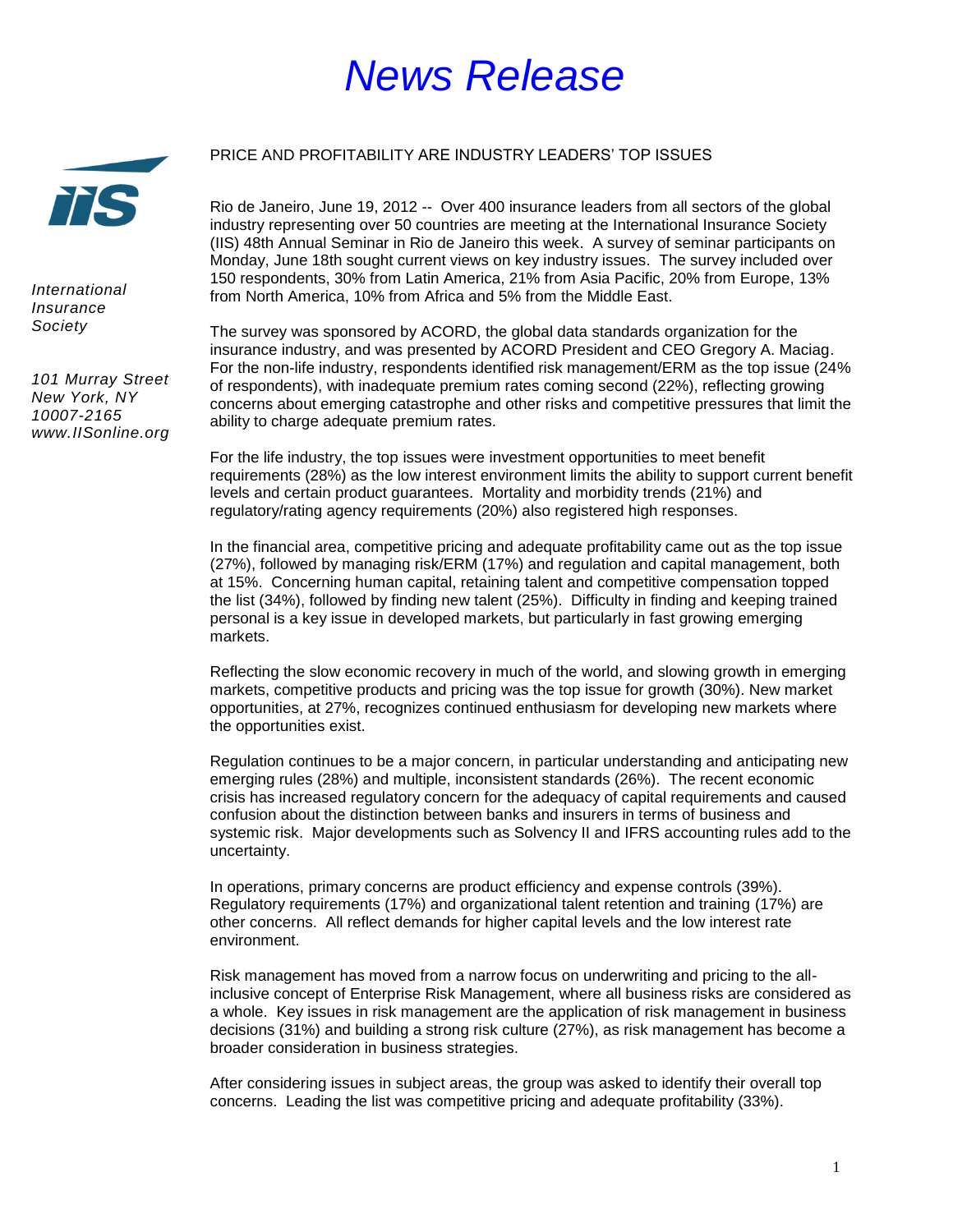# *News Release*

*International Insurance Society*

*101 Murray Street*
*New York, NY*
*10007-2165*
*www.IISonline.org*

PRICE AND PROFITABILITY ARE INDUSTRY LEADERS' TOP ISSUES

Rio de Janeiro, June 19, 2012 -- Over 400 insurance leaders from all sectors of the global industry representing over 50 countries are meeting at the International Insurance Society (IIS) 48th Annual Seminar in Rio de Janeiro this week. A survey of seminar participants on Monday, June 18th sought current views on key industry issues. The survey included over 150 respondents, 30% from Latin America, 21% from Asia Pacific, 20% from Europe, 13% from North America, 10% from Africa and 5% from the Middle East.

The survey was sponsored by ACORD, the global data standards organization for the insurance industry, and was presented by ACORD President and CEO Gregory A. Maciag. For the non-life industry, respondents identified risk management/ERM as the top issue (24% of respondents), with inadequate premium rates coming second (22%), reflecting growing concerns about emerging catastrophe and other risks and competitive pressures that limit the ability to charge adequate premium rates.

For the life industry, the top issues were investment opportunities to meet benefit requirements (28%) as the low interest environment limits the ability to support current benefit levels and certain product guarantees. Mortality and morbidity trends (21%) and regulatory/rating agency requirements (20%) also registered high responses.

In the financial area, competitive pricing and adequate profitability came out as the top issue (27%), followed by managing risk/ERM (17%) and regulation and capital management, both at 15%. Concerning human capital, retaining talent and competitive compensation topped the list (34%), followed by finding new talent (25%). Difficulty in finding and keeping trained personal is a key issue in developed markets, but particularly in fast growing emerging markets.

Reflecting the slow economic recovery in much of the world, and slowing growth in emerging markets, competitive products and pricing was the top issue for growth (30%). New market opportunities, at 27%, recognizes continued enthusiasm for developing new markets where the opportunities exist.

Regulation continues to be a major concern, in particular understanding and anticipating new emerging rules (28%) and multiple, inconsistent standards (26%). The recent economic crisis has increased regulatory concern for the adequacy of capital requirements and caused confusion about the distinction between banks and insurers in terms of business and systemic risk. Major developments such as Solvency II and IFRS accounting rules add to the uncertainty.

In operations, primary concerns are product efficiency and expense controls (39%). Regulatory requirements (17%) and organizational talent retention and training (17%) are other concerns. All reflect demands for higher capital levels and the low interest rate environment.

Risk management has moved from a narrow focus on underwriting and pricing to the all-inclusive concept of Enterprise Risk Management, where all business risks are considered as a whole. Key issues in risk management are the application of risk management in business decisions (31%) and building a strong risk culture (27%), as risk management has become a broader consideration in business strategies.

After considering issues in subject areas, the group was asked to identify their overall top concerns. Leading the list was competitive pricing and adequate profitability (33%).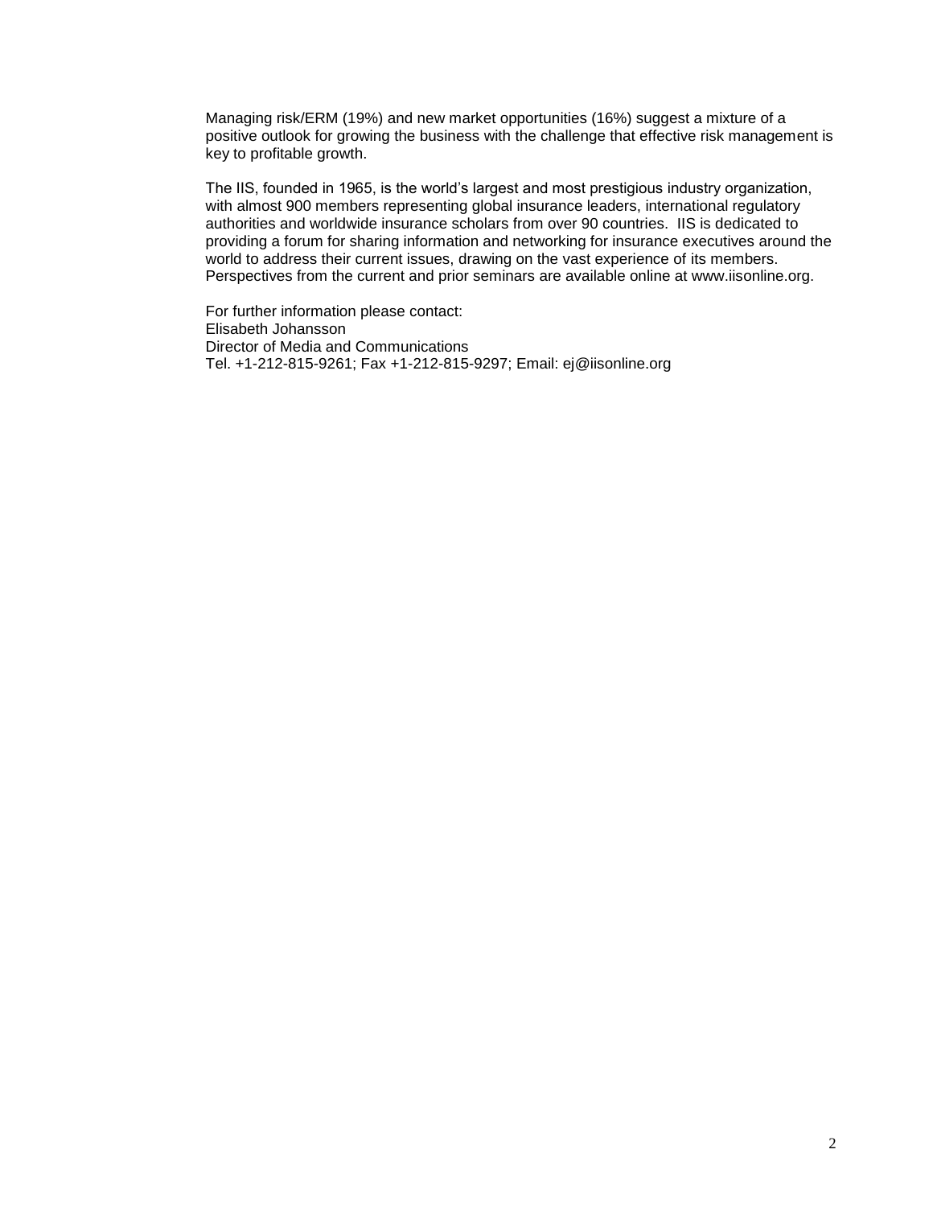Managing risk/ERM (19%) and new market opportunities (16%) suggest a mixture of a positive outlook for growing the business with the challenge that effective risk management is key to profitable growth.

The IIS, founded in 1965, is the world's largest and most prestigious industry organization, with almost 900 members representing global insurance leaders, international regulatory authorities and worldwide insurance scholars from over 90 countries. IIS is dedicated to providing a forum for sharing information and networking for insurance executives around the world to address their current issues, drawing on the vast experience of its members. Perspectives from the current and prior seminars are available online at www.iisonline.org.

For further information please contact:
Elisabeth Johansson
Director of Media and Communications
Tel. +1-212-815-9261; Fax +1-212-815-9297; Email: ej@iisonline.org